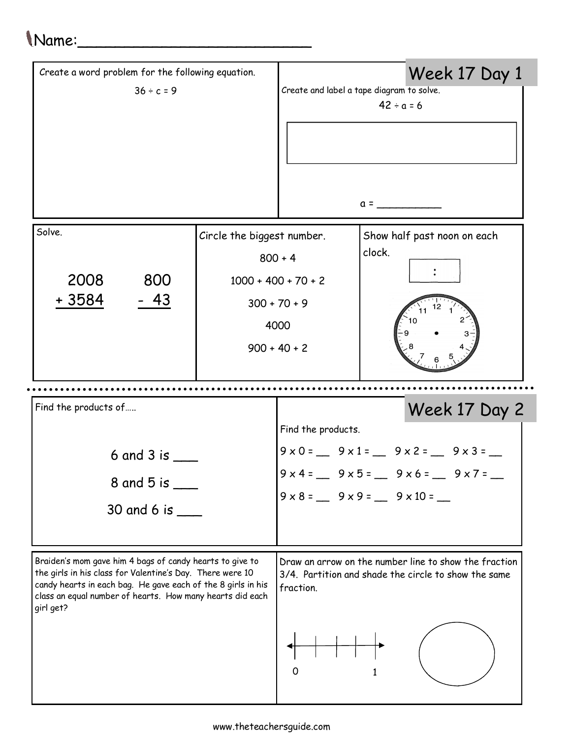Name:___________________________

## Week 17 Day 1

Create a word problem for the following equation.

$36 \div c = 9$

Create and label a tape diagram to solve.

$42 \div a = 6$

a = __________

Solve.

```
  2008      800
+ 3584    -  43
```

Circle the biggest number.

800 + 4

1000 + 400 + 70 + 2

300 + 70 + 9

4000

900 + 40 + 2

Show half past noon on each clock.

:

## Week 17 Day 2

Find the products of…..

6 and 3 is ___

8 and 5 is ___

30 and 6 is ___

Find the products.

9 x 0 = __ 9 x 1 = __ 9 x 2 = __ 9 x 3 = __

9 x 4 = __ 9 x 5 = __ 9 x 6 = __ 9 x 7 = __

9 x 8 = __ 9 x 9 = __ 9 x 10 = __

Braiden's mom gave him 4 bags of candy hearts to give to the girls in his class for Valentine's Day. There were 10 candy hearts in each bag. He gave each of the 8 girls in his class an equal number of hearts. How many hearts did each girl get?

Draw an arrow on the number line to show the fraction 3/4. Partition and shade the circle to show the same fraction.

0 1

www.theteachersguide.com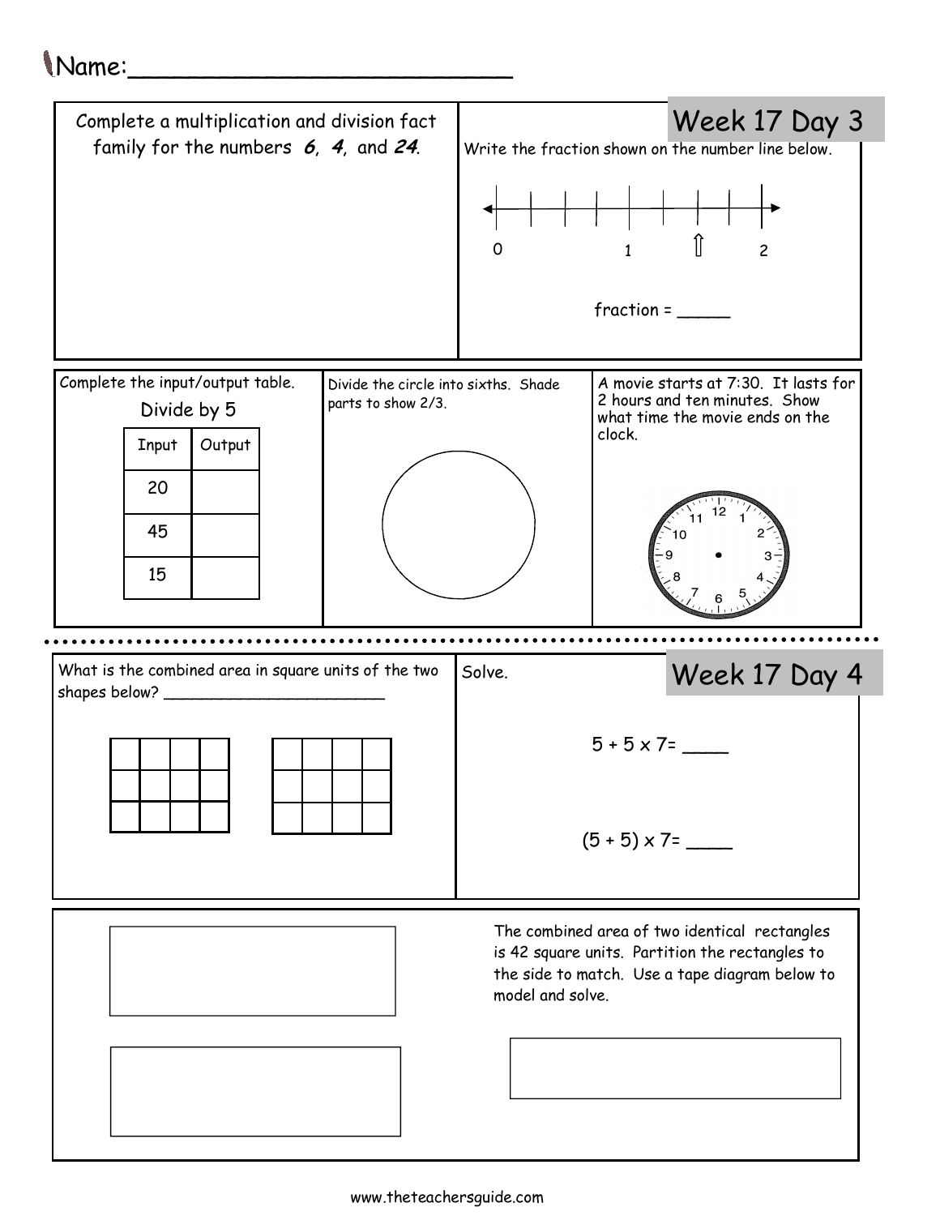Name:___________________________

## Week 17 Day 3

Complete a multiplication and division fact family for the numbers ***6***, ***4***, and ***24***.

Write the fraction shown on the number line below.

0 1 2

fraction = _____

Complete the input/output table.

Divide by 5

| Input | Output |
|---|---|
| 20 | |
| 45 | |
| 15 | |

Divide the circle into sixths. Shade parts to show 2/3.

A movie starts at 7:30. It lasts for 2 hours and ten minutes. Show what time the movie ends on the clock.

12 1 2 3 4 5 6 7 8 9 10 11

## Week 17 Day 4

What is the combined area in square units of the two shapes below? _______________________

Solve.

$5 + 5 \times 7 =$ ____

$(5 + 5) \times 7 =$ ____

The combined area of two identical rectangles is 42 square units. Partition the rectangles to the side to match. Use a tape diagram below to model and solve.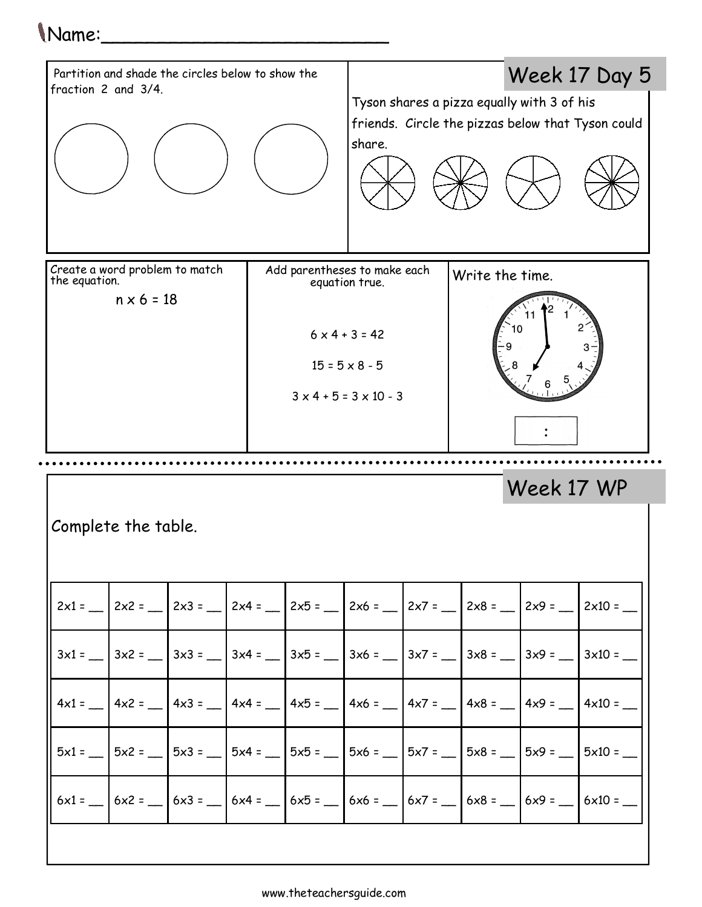Name:_________________________

## Week 17 Day 5

Partition and shade the circles below to show the fraction 2 and 3/4.

Tyson shares a pizza equally with 3 of his friends. Circle the pizzas below that Tyson could share.

Create a word problem to match the equation.

$n \times 6 = 18$

Add parentheses to make each equation true.

$6 \times 4 + 3 = 42$

$15 = 5 \times 8 - 5$

$3 \times 4 + 5 = 3 \times 10 - 3$

Write the time.

11 12 1 2 3 4 5 6 7 8 9 10

:

## Week 17 WP

Complete the table.

| | | | | | | | | | |
|---|---|---|---|---|---|---|---|---|---|
| 2x1 = __ | 2x2 = __ | 2x3 = __ | 2x4 = __ | 2x5 = __ | 2x6 = __ | 2x7 = __ | 2x8 = __ | 2x9 = __ | 2x10 = __ |
| 3x1 = __ | 3x2 = __ | 3x3 = __ | 3x4 = __ | 3x5 = __ | 3x6 = __ | 3x7 = __ | 3x8 = __ | 3x9 = __ | 3x10 = __ |
| 4x1 = __ | 4x2 = __ | 4x3 = __ | 4x4 = __ | 4x5 = __ | 4x6 = __ | 4x7 = __ | 4x8 = __ | 4x9 = __ | 4x10 = __ |
| 5x1 = __ | 5x2 = __ | 5x3 = __ | 5x4 = __ | 5x5 = __ | 5x6 = __ | 5x7 = __ | 5x8 = __ | 5x9 = __ | 5x10 = __ |
| 6x1 = __ | 6x2 = __ | 6x3 = __ | 6x4 = __ | 6x5 = __ | 6x6 = __ | 6x7 = __ | 6x8 = __ | 6x9 = __ | 6x10 = __ |

www.theteachersguide.com